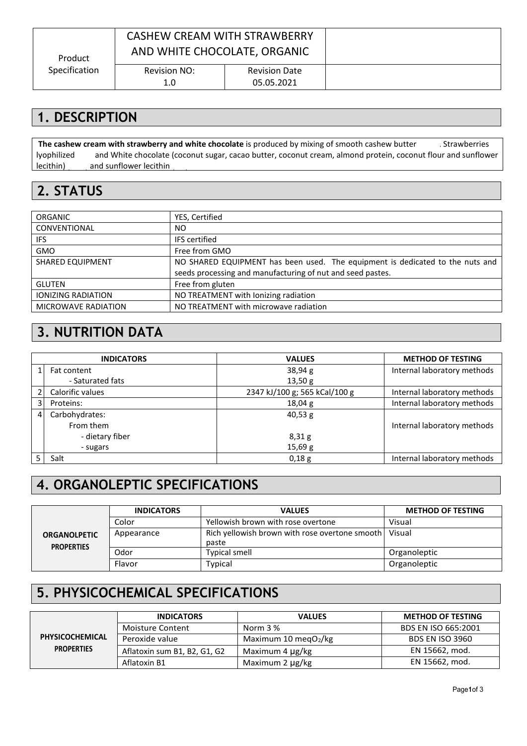| Product Specification | CASHEW CREAM WITH STRAWBERRY AND WHITE CHOCOLATE, ORGANIC | | |
|---|---|---|---|
| | Revision NO: 1.0 | Revision Date 05.05.2021 | |

## 1. DESCRIPTION

**The cashew cream with strawberry and white chocolate** is produced by mixing of smooth cashew butter . Strawberries lyophilized and White chocolate (coconut sugar, cacao butter, coconut cream, almond protein, coconut flour and sunflower lecithin) and sunflower lecithin

## 2. STATUS

| | |
|---|---|
| ORGANIC | YES, Certified |
| CONVENTIONAL | NO |
| IFS | IFS certified |
| GMO | Free from GMO |
| SHARED EQUIPMENT | NO SHARED EQUIPMENT has been used. The equipment is dedicated to the nuts and seeds processing and manufacturing of nut and seed pastes. |
| GLUTEN | Free from gluten |
| IONIZING RADIATION | NO TREATMENT with Ionizing radiation |
| MICROWAVE RADIATION | NO TREATMENT with microwave radiation |

## 3. NUTRITION DATA

| | INDICATORS | VALUES | METHOD OF TESTING |
|---|---|---|---|
| 1 | Fat content<br>- Saturated fats | 38,94 g<br>13,50 g | Internal laboratory methods |
| 2 | Calorific values | 2347 kJ/100 g; 565 kCal/100 g | Internal laboratory methods |
| 3 | Proteins: | 18,04 g | Internal laboratory methods |
| 4 | Carbohydrates:<br>From them<br>- dietary fiber<br>- sugars | 40,53 g<br><br>8,31 g<br>15,69 g | Internal laboratory methods |
| 5 | Salt | 0,18 g | Internal laboratory methods |

## 4. ORGANOLEPTIC SPECIFICATIONS

| | INDICATORS | VALUES | METHOD OF TESTING |
|---|---|---|---|
| ORGANOLPETIC PROPERTIES | Color | Yellowish brown with rose overtone | Visual |
| | Appearance | Rich yellowish brown with rose overtone smooth paste | Visual |
| | Odor | Typical smell | Organoleptic |
| | Flavor | Typical | Organoleptic |

## 5. PHYSICOCHEMICAL SPECIFICATIONS

| | INDICATORS | VALUES | METHOD OF TESTING |
|---|---|---|---|
| PHYSICOCHEMICAL PROPERTIES | Moisture Content | Norm 3 % | BDS EN ISO 665:2001 |
| | Peroxide value | Maximum 10 meq$O_2$/kg | BDS EN ISO 3960 |
| | Aflatoxin sum B1, B2, G1, G2 | Maximum 4 µg/kg | EN 15662, mod. |
| | Aflatoxin B1 | Maximum 2 µg/kg | EN 15662, mod. |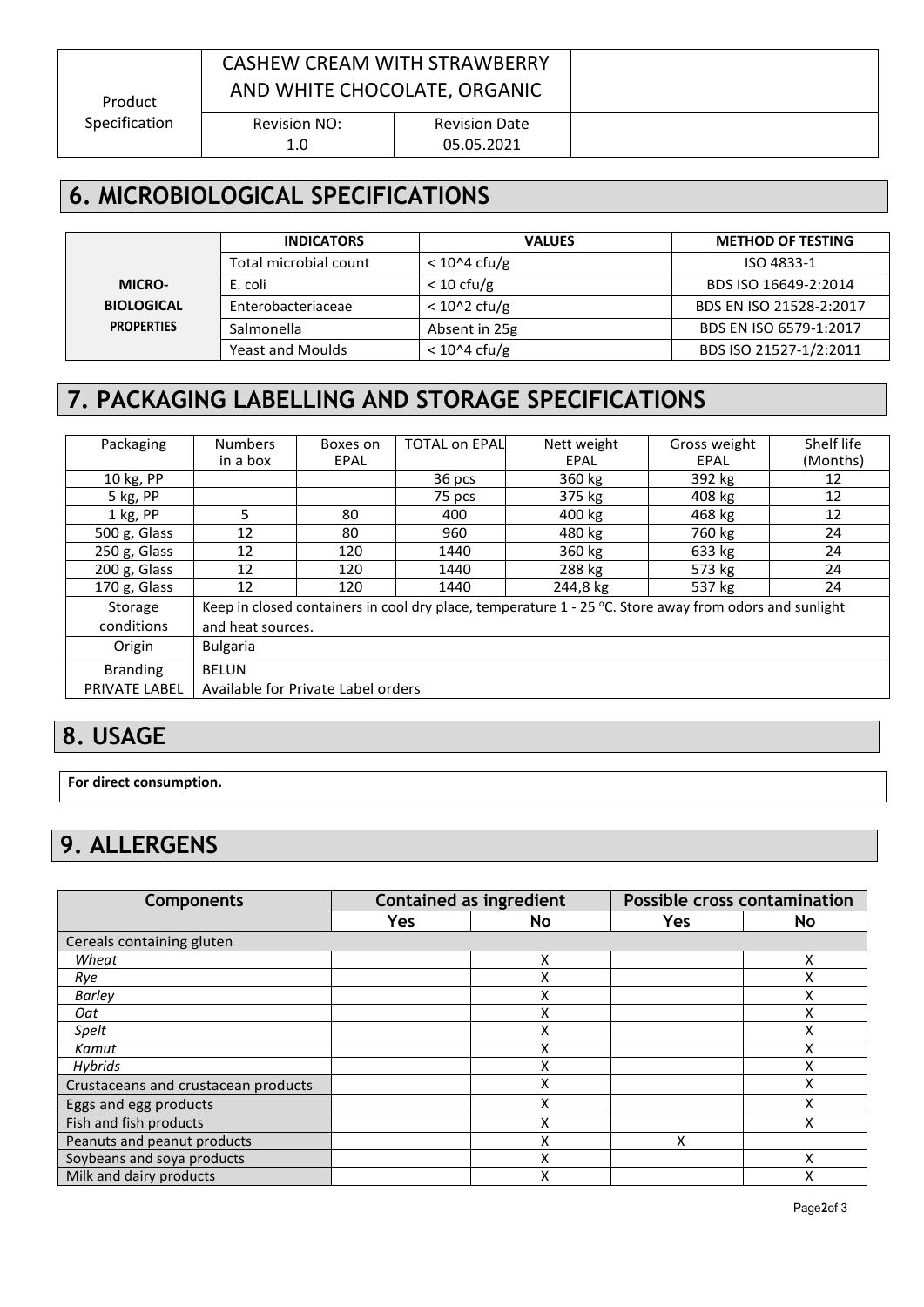## 6. MICROBIOLOGICAL SPECIFICATIONS

| | INDICATORS | VALUES | METHOD OF TESTING |
|---|---|---|---|
| MICRO-BIOLOGICAL PROPERTIES | Total microbial count | < 10^4 cfu/g | ISO 4833-1 |
| | E. coli | < 10 cfu/g | BDS ISO 16649-2:2014 |
| | Enterobacteriaceae | < 10^2 cfu/g | BDS EN ISO 21528-2:2017 |
| | Salmonella | Absent in 25g | BDS EN ISO 6579-1:2017 |
| | Yeast and Moulds | < 10^4 cfu/g | BDS ISO 21527-1/2:2011 |

## 7. PACKAGING LABELLING AND STORAGE SPECIFICATIONS

| Packaging | Numbers in a box | Boxes on EPAL | TOTAL on EPAL | Nett weight EPAL | Gross weight EPAL | Shelf life (Months) |
|---|---|---|---|---|---|---|
| 10 kg, PP | | | 36 pcs | 360 kg | 392 kg | 12 |
| 5 kg, PP | | | 75 pcs | 375 kg | 408 kg | 12 |
| 1 kg, PP | 5 | 80 | 400 | 400 kg | 468 kg | 12 |
| 500 g, Glass | 12 | 80 | 960 | 480 kg | 760 kg | 24 |
| 250 g, Glass | 12 | 120 | 1440 | 360 kg | 633 kg | 24 |
| 200 g, Glass | 12 | 120 | 1440 | 288 kg | 573 kg | 24 |
| 170 g, Glass | 12 | 120 | 1440 | 244,8 kg | 537 kg | 24 |
| Storage conditions | Keep in closed containers in cool dry place, temperature 1 - 25 °C. Store away from odors and sunlight and heat sources. | | | | | |
| Origin | Bulgaria | | | | | |
| Branding PRIVATE LABEL | BELUN Available for Private Label orders | | | | | |

## 8. USAGE

**For direct consumption.**

## 9. ALLERGENS

| Components | Contained as ingredient | | Possible cross contamination | |
|---|---|---|---|---|
| | Yes | No | Yes | No |
| Cereals containing gluten | | | | |
| *Wheat* | | X | | X |
| *Rye* | | X | | X |
| *Barley* | | X | | X |
| *Oat* | | X | | X |
| *Spelt* | | X | | X |
| *Kamut* | | X | | X |
| *Hybrids* | | X | | X |
| Crustaceans and crustacean products | | X | | X |
| Eggs and egg products | | X | | X |
| Fish and fish products | | X | | X |
| Peanuts and peanut products | | X | X | |
| Soybeans and soya products | | X | | X |
| Milk and dairy products | | X | | X |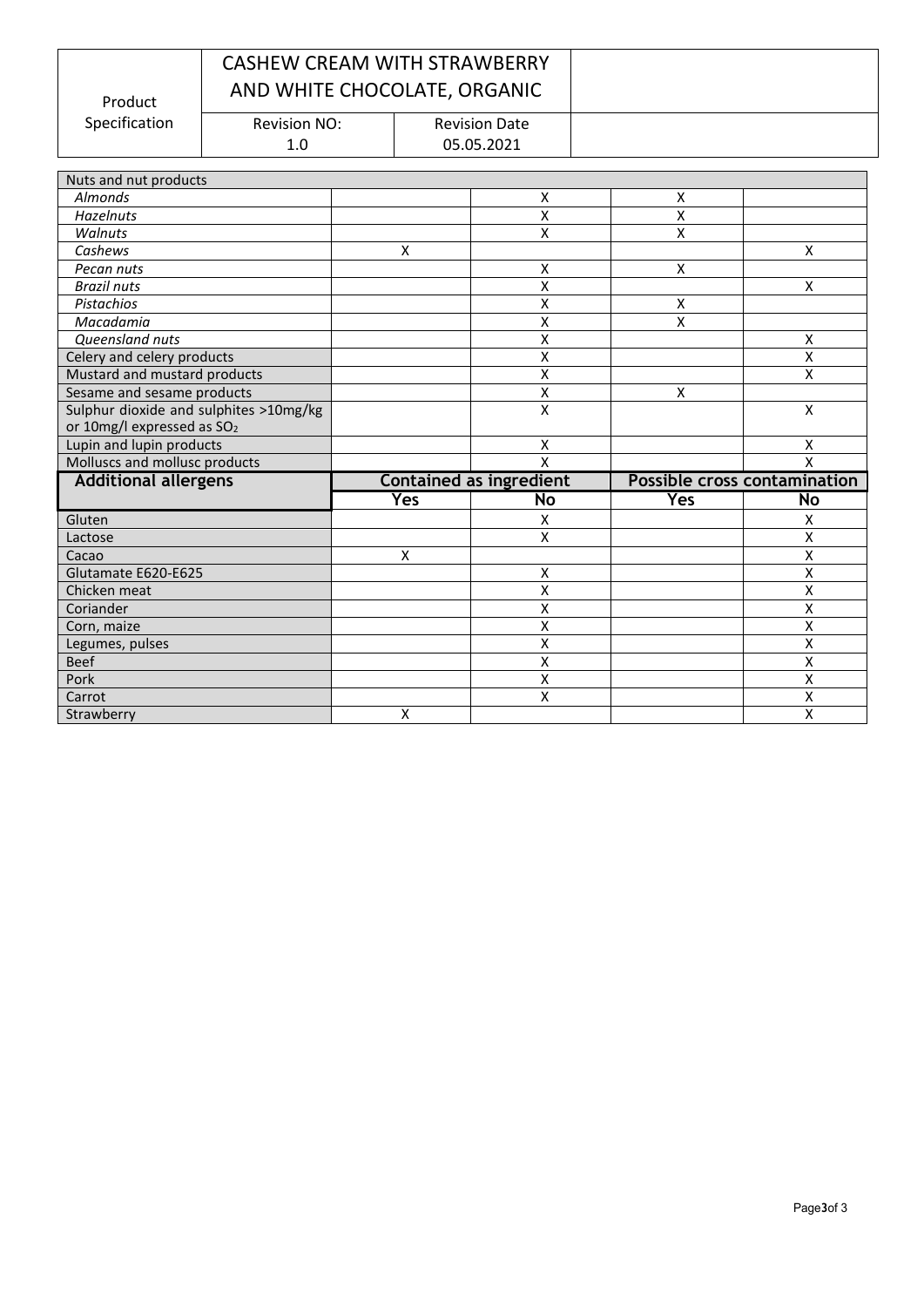| Product Specification | CASHEW CREAM WITH STRAWBERRY AND WHITE CHOCOLATE, ORGANIC | | |
|---|---|---|---|
| | Revision NO: 1.0 | Revision Date 05.05.2021 | |

| Nuts and nut products | | | | |
|---|---|---|---|---|
| *Almonds* | | X | X | |
| *Hazelnuts* | | X | X | |
| *Walnuts* | | X | X | |
| *Cashews* | X | | | X |
| *Pecan nuts* | | X | X | |
| *Brazil nuts* | | X | | X |
| *Pistachios* | | X | X | |
| *Macadamia* | | X | X | |
| *Queensland nuts* | | X | | X |
| Celery and celery products | | X | | X |
| Mustard and mustard products | | X | | X |
| Sesame and sesame products | | X | X | |
| Sulphur dioxide and sulphites >10mg/kg or 10mg/l expressed as $SO_2$ | | X | | X |
| Lupin and lupin products | | X | | X |
| Molluscs and mollusc products | | X | | X |
| **Additional allergens** | **Contained as ingredient** | | **Possible cross contamination** | |
| | **Yes** | **No** | **Yes** | **No** |
| Gluten | | X | | X |
| Lactose | | X | | X |
| Cacao | X | | | X |
| Glutamate E620-E625 | | X | | X |
| Chicken meat | | X | | X |
| Coriander | | X | | X |
| Corn, maize | | X | | X |
| Legumes, pulses | | X | | X |
| Beef | | X | | X |
| Pork | | X | | X |
| Carrot | | X | | X |
| Strawberry | X | | | X |